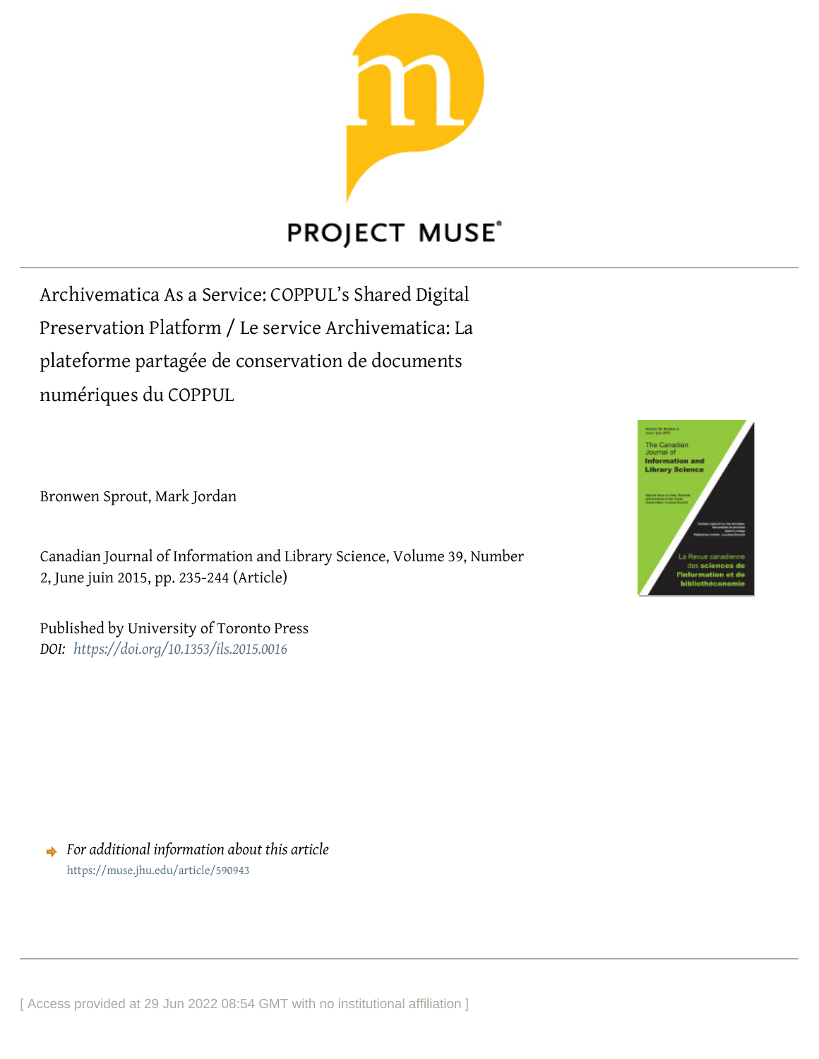PROJECT MUSE®

# Archivematica As a Service: COPPUL's Shared Digital Preservation Platform / Le service Archivematica: La plateforme partagée de conservation de documents numériques du COPPUL

Bronwen Sprout, Mark Jordan

Canadian Journal of Information and Library Science, Volume 39, Number 2, June juin 2015, pp. 235-244 (Article)

Published by University of Toronto Press

*DOI: https://doi.org/10.1353/ils.2015.0016*

➡ *For additional information about this article*
https://muse.jhu.edu/article/590943

[ Access provided at 29 Jun 2022 08:54 GMT with no institutional affiliation ]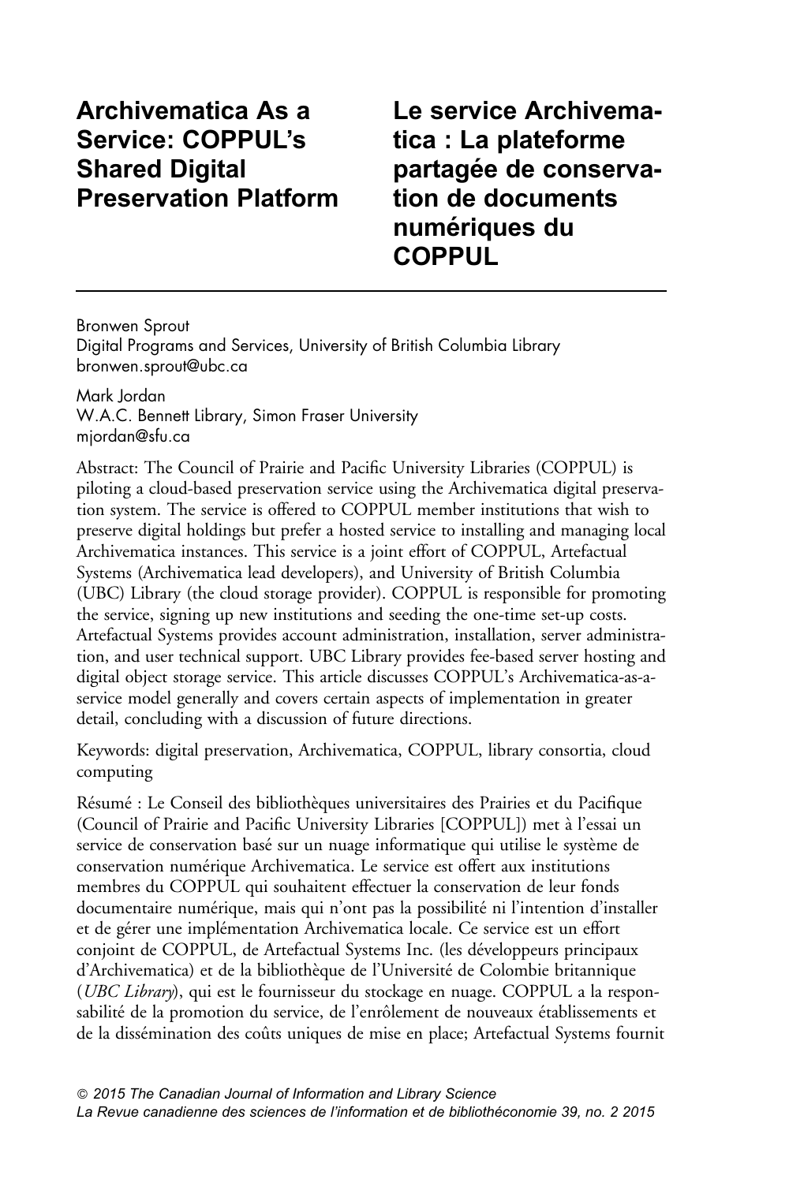# Archivematica As a Service: COPPUL's Shared Digital Preservation Platform

# Le service Archivematica : La plateforme partagée de conservation de documents numériques du COPPUL

Bronwen Sprout
Digital Programs and Services, University of British Columbia Library
bronwen.sprout@ubc.ca

Mark Jordan
W.A.C. Bennett Library, Simon Fraser University
mjordan@sfu.ca

Abstract: The Council of Prairie and Pacific University Libraries (COPPUL) is piloting a cloud-based preservation service using the Archivematica digital preservation system. The service is offered to COPPUL member institutions that wish to preserve digital holdings but prefer a hosted service to installing and managing local Archivematica instances. This service is a joint effort of COPPUL, Artefactual Systems (Archivematica lead developers), and University of British Columbia (UBC) Library (the cloud storage provider). COPPUL is responsible for promoting the service, signing up new institutions and seeding the one-time set-up costs. Artefactual Systems provides account administration, installation, server administration, and user technical support. UBC Library provides fee-based server hosting and digital object storage service. This article discusses COPPUL's Archivematica-as-a-service model generally and covers certain aspects of implementation in greater detail, concluding with a discussion of future directions.

Keywords: digital preservation, Archivematica, COPPUL, library consortia, cloud computing

Résumé : Le Conseil des bibliothèques universitaires des Prairies et du Pacifique (Council of Prairie and Pacific University Libraries [COPPUL]) met à l'essai un service de conservation basé sur un nuage informatique qui utilise le système de conservation numérique Archivematica. Le service est offert aux institutions membres du COPPUL qui souhaitent effectuer la conservation de leur fonds documentaire numérique, mais qui n'ont pas la possibilité ni l'intention d'installer et de gérer une implémentation Archivematica locale. Ce service est un effort conjoint de COPPUL, de Artefactual Systems Inc. (les développeurs principaux d'Archivematica) et de la bibliothèque de l'Université de Colombie britannique (*UBC Library*), qui est le fournisseur du stockage en nuage. COPPUL a la responsabilité de la promotion du service, de l'enrôlement de nouveaux établissements et de la dissémination des coûts uniques de mise en place; Artefactual Systems fournit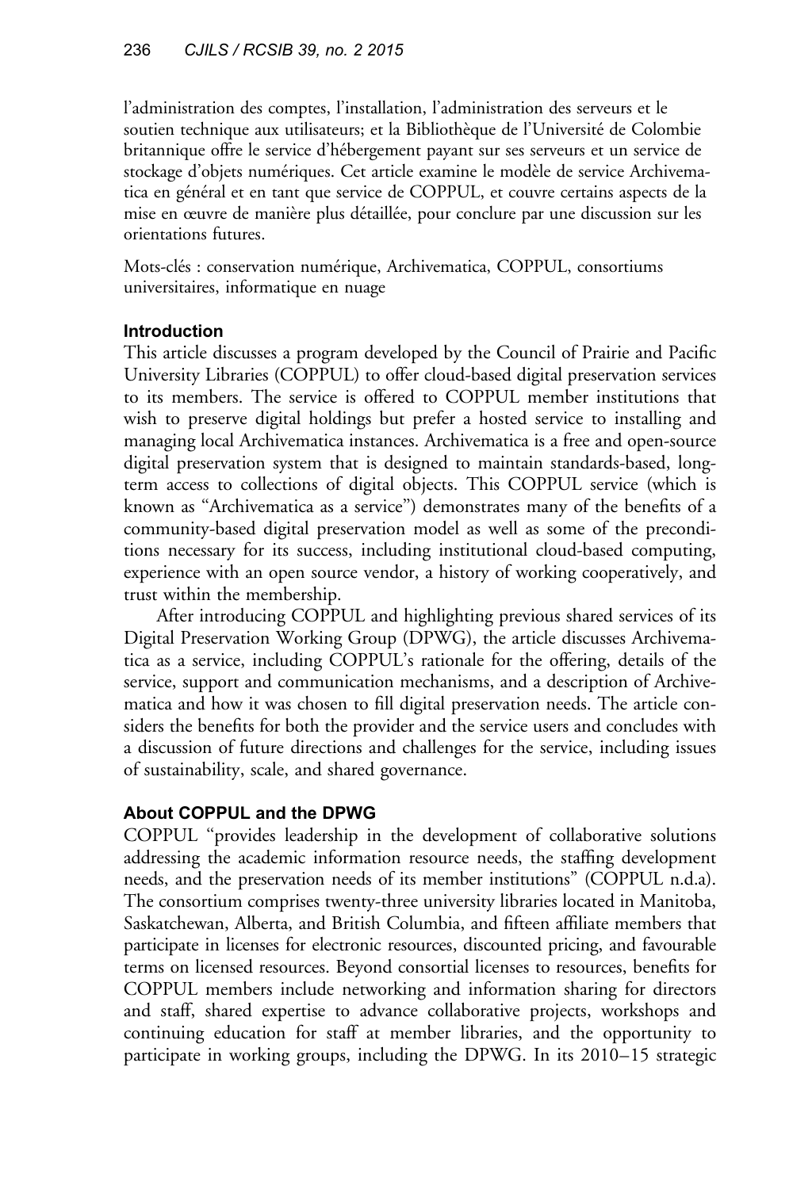l'administration des comptes, l'installation, l'administration des serveurs et le soutien technique aux utilisateurs; et la Bibliothèque de l'Université de Colombie britannique offre le service d'hébergement payant sur ses serveurs et un service de stockage d'objets numériques. Cet article examine le modèle de service Archivematica en général et en tant que service de COPPUL, et couvre certains aspects de la mise en œuvre de manière plus détaillée, pour conclure par une discussion sur les orientations futures.

Mots-clés : conservation numérique, Archivematica, COPPUL, consortiums universitaires, informatique en nuage

## Introduction

This article discusses a program developed by the Council of Prairie and Pacific University Libraries (COPPUL) to offer cloud-based digital preservation services to its members. The service is offered to COPPUL member institutions that wish to preserve digital holdings but prefer a hosted service to installing and managing local Archivematica instances. Archivematica is a free and open-source digital preservation system that is designed to maintain standards-based, long-term access to collections of digital objects. This COPPUL service (which is known as "Archivematica as a service") demonstrates many of the benefits of a community-based digital preservation model as well as some of the preconditions necessary for its success, including institutional cloud-based computing, experience with an open source vendor, a history of working cooperatively, and trust within the membership.

After introducing COPPUL and highlighting previous shared services of its Digital Preservation Working Group (DPWG), the article discusses Archivematica as a service, including COPPUL's rationale for the offering, details of the service, support and communication mechanisms, and a description of Archivematica and how it was chosen to fill digital preservation needs. The article considers the benefits for both the provider and the service users and concludes with a discussion of future directions and challenges for the service, including issues of sustainability, scale, and shared governance.

## About COPPUL and the DPWG

COPPUL "provides leadership in the development of collaborative solutions addressing the academic information resource needs, the staffing development needs, and the preservation needs of its member institutions" (COPPUL n.d.a). The consortium comprises twenty-three university libraries located in Manitoba, Saskatchewan, Alberta, and British Columbia, and fifteen affiliate members that participate in licenses for electronic resources, discounted pricing, and favourable terms on licensed resources. Beyond consortial licenses to resources, benefits for COPPUL members include networking and information sharing for directors and staff, shared expertise to advance collaborative projects, workshops and continuing education for staff at member libraries, and the opportunity to participate in working groups, including the DPWG. In its 2010–15 strategic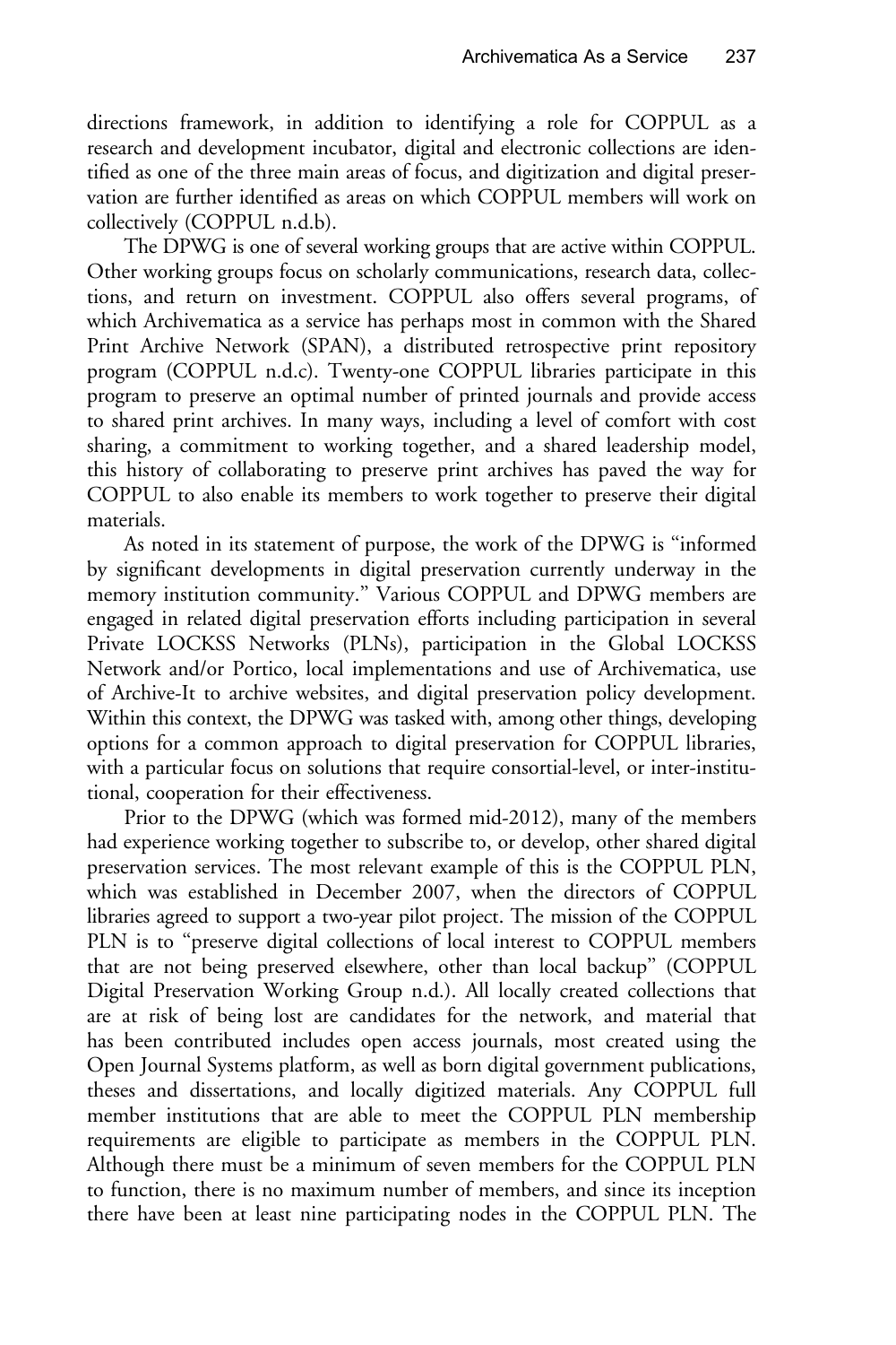directions framework, in addition to identifying a role for COPPUL as a research and development incubator, digital and electronic collections are identified as one of the three main areas of focus, and digitization and digital preservation are further identified as areas on which COPPUL members will work on collectively (COPPUL n.d.b).

The DPWG is one of several working groups that are active within COPPUL. Other working groups focus on scholarly communications, research data, collections, and return on investment. COPPUL also offers several programs, of which Archivematica as a service has perhaps most in common with the Shared Print Archive Network (SPAN), a distributed retrospective print repository program (COPPUL n.d.c). Twenty-one COPPUL libraries participate in this program to preserve an optimal number of printed journals and provide access to shared print archives. In many ways, including a level of comfort with cost sharing, a commitment to working together, and a shared leadership model, this history of collaborating to preserve print archives has paved the way for COPPUL to also enable its members to work together to preserve their digital materials.

As noted in its statement of purpose, the work of the DPWG is "informed by significant developments in digital preservation currently underway in the memory institution community." Various COPPUL and DPWG members are engaged in related digital preservation efforts including participation in several Private LOCKSS Networks (PLNs), participation in the Global LOCKSS Network and/or Portico, local implementations and use of Archivematica, use of Archive-It to archive websites, and digital preservation policy development. Within this context, the DPWG was tasked with, among other things, developing options for a common approach to digital preservation for COPPUL libraries, with a particular focus on solutions that require consortial-level, or inter-institutional, cooperation for their effectiveness.

Prior to the DPWG (which was formed mid-2012), many of the members had experience working together to subscribe to, or develop, other shared digital preservation services. The most relevant example of this is the COPPUL PLN, which was established in December 2007, when the directors of COPPUL libraries agreed to support a two-year pilot project. The mission of the COPPUL PLN is to "preserve digital collections of local interest to COPPUL members that are not being preserved elsewhere, other than local backup" (COPPUL Digital Preservation Working Group n.d.). All locally created collections that are at risk of being lost are candidates for the network, and material that has been contributed includes open access journals, most created using the Open Journal Systems platform, as well as born digital government publications, theses and dissertations, and locally digitized materials. Any COPPUL full member institutions that are able to meet the COPPUL PLN membership requirements are eligible to participate as members in the COPPUL PLN. Although there must be a minimum of seven members for the COPPUL PLN to function, there is no maximum number of members, and since its inception there have been at least nine participating nodes in the COPPUL PLN. The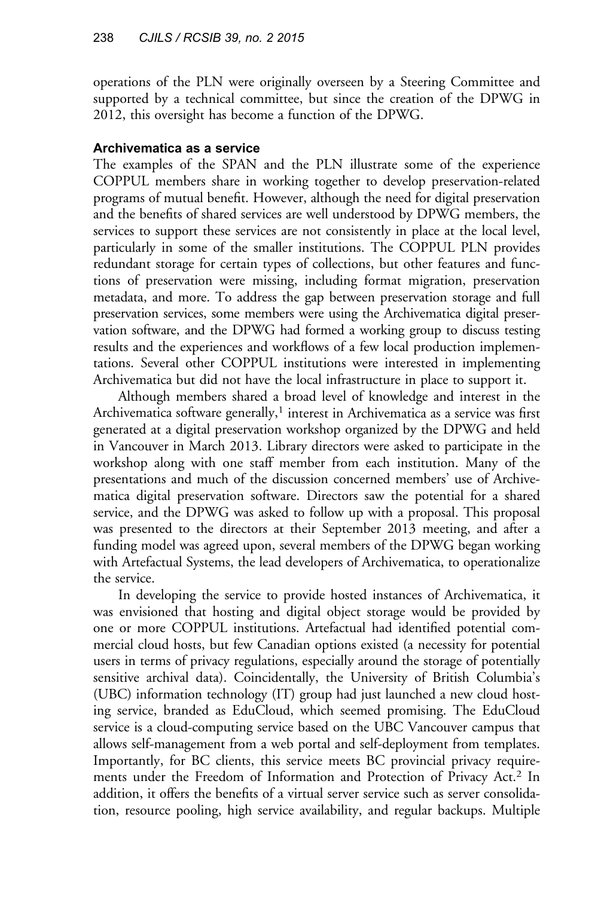operations of the PLN were originally overseen by a Steering Committee and supported by a technical committee, but since the creation of the DPWG in 2012, this oversight has become a function of the DPWG.

### Archivematica as a service

The examples of the SPAN and the PLN illustrate some of the experience COPPUL members share in working together to develop preservation-related programs of mutual benefit. However, although the need for digital preservation and the benefits of shared services are well understood by DPWG members, the services to support these services are not consistently in place at the local level, particularly in some of the smaller institutions. The COPPUL PLN provides redundant storage for certain types of collections, but other features and functions of preservation were missing, including format migration, preservation metadata, and more. To address the gap between preservation storage and full preservation services, some members were using the Archivematica digital preservation software, and the DPWG had formed a working group to discuss testing results and the experiences and workflows of a few local production implementations. Several other COPPUL institutions were interested in implementing Archivematica but did not have the local infrastructure in place to support it.

Although members shared a broad level of knowledge and interest in the Archivematica software generally,[1] interest in Archivematica as a service was first generated at a digital preservation workshop organized by the DPWG and held in Vancouver in March 2013. Library directors were asked to participate in the workshop along with one staff member from each institution. Many of the presentations and much of the discussion concerned members' use of Archivematica digital preservation software. Directors saw the potential for a shared service, and the DPWG was asked to follow up with a proposal. This proposal was presented to the directors at their September 2013 meeting, and after a funding model was agreed upon, several members of the DPWG began working with Artefactual Systems, the lead developers of Archivematica, to operationalize the service.

In developing the service to provide hosted instances of Archivematica, it was envisioned that hosting and digital object storage would be provided by one or more COPPUL institutions. Artefactual had identified potential commercial cloud hosts, but few Canadian options existed (a necessity for potential users in terms of privacy regulations, especially around the storage of potentially sensitive archival data). Coincidentally, the University of British Columbia's (UBC) information technology (IT) group had just launched a new cloud hosting service, branded as EduCloud, which seemed promising. The EduCloud service is a cloud-computing service based on the UBC Vancouver campus that allows self-management from a web portal and self-deployment from templates. Importantly, for BC clients, this service meets BC provincial privacy requirements under the Freedom of Information and Protection of Privacy Act.[2] In addition, it offers the benefits of a virtual server service such as server consolidation, resource pooling, high service availability, and regular backups. Multiple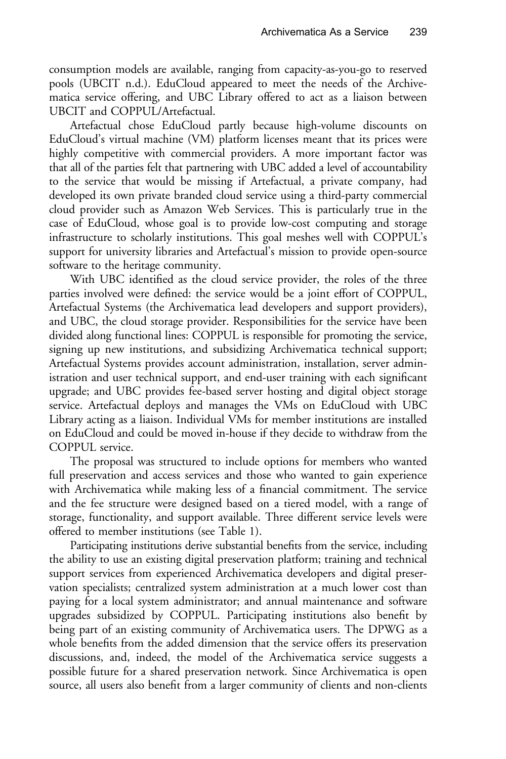consumption models are available, ranging from capacity-as-you-go to reserved pools (UBCIT n.d.). EduCloud appeared to meet the needs of the Archivematica service offering, and UBC Library offered to act as a liaison between UBCIT and COPPUL/Artefactual.

Artefactual chose EduCloud partly because high-volume discounts on EduCloud's virtual machine (VM) platform licenses meant that its prices were highly competitive with commercial providers. A more important factor was that all of the parties felt that partnering with UBC added a level of accountability to the service that would be missing if Artefactual, a private company, had developed its own private branded cloud service using a third-party commercial cloud provider such as Amazon Web Services. This is particularly true in the case of EduCloud, whose goal is to provide low-cost computing and storage infrastructure to scholarly institutions. This goal meshes well with COPPUL's support for university libraries and Artefactual's mission to provide open-source software to the heritage community.

With UBC identified as the cloud service provider, the roles of the three parties involved were defined: the service would be a joint effort of COPPUL, Artefactual Systems (the Archivematica lead developers and support providers), and UBC, the cloud storage provider. Responsibilities for the service have been divided along functional lines: COPPUL is responsible for promoting the service, signing up new institutions, and subsidizing Archivematica technical support; Artefactual Systems provides account administration, installation, server administration and user technical support, and end-user training with each significant upgrade; and UBC provides fee-based server hosting and digital object storage service. Artefactual deploys and manages the VMs on EduCloud with UBC Library acting as a liaison. Individual VMs for member institutions are installed on EduCloud and could be moved in-house if they decide to withdraw from the COPPUL service.

The proposal was structured to include options for members who wanted full preservation and access services and those who wanted to gain experience with Archivematica while making less of a financial commitment. The service and the fee structure were designed based on a tiered model, with a range of storage, functionality, and support available. Three different service levels were offered to member institutions (see Table 1).

Participating institutions derive substantial benefits from the service, including the ability to use an existing digital preservation platform; training and technical support services from experienced Archivematica developers and digital preservation specialists; centralized system administration at a much lower cost than paying for a local system administrator; and annual maintenance and software upgrades subsidized by COPPUL. Participating institutions also benefit by being part of an existing community of Archivematica users. The DPWG as a whole benefits from the added dimension that the service offers its preservation discussions, and, indeed, the model of the Archivematica service suggests a possible future for a shared preservation network. Since Archivematica is open source, all users also benefit from a larger community of clients and non-clients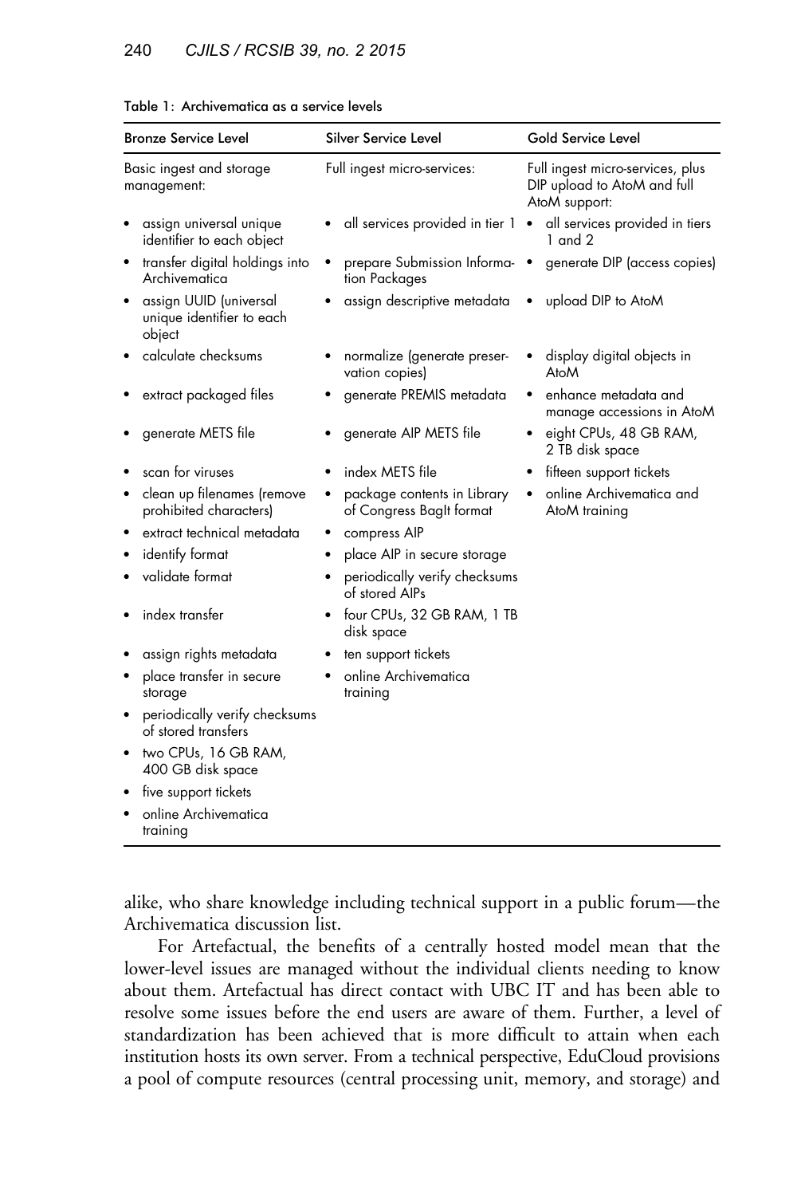Table 1: Archivematica as a service levels

| Bronze Service Level | Silver Service Level | Gold Service Level |
| --- | --- | --- |
| Basic ingest and storage management: | Full ingest micro-services: | Full ingest micro-services, plus DIP upload to AtoM and full AtoM support: |
| • assign universal unique identifier to each object | • all services provided in tier 1 | • all services provided in tiers 1 and 2 |
| • transfer digital holdings into Archivematica | • prepare Submission Information Packages | • generate DIP (access copies) |
| • assign UUID (universal unique identifier to each object | • assign descriptive metadata | • upload DIP to AtoM |
| • calculate checksums | • normalize (generate preservation copies) | • display digital objects in AtoM |
| • extract packaged files | • generate PREMIS metadata | • enhance metadata and manage accessions in AtoM |
| • generate METS file | • generate AIP METS file | • eight CPUs, 48 GB RAM, 2 TB disk space |
| • scan for viruses | • index METS file | • fifteen support tickets |
| • clean up filenames (remove prohibited characters) | • package contents in Library of Congress BagIt format | • online Archivematica and AtoM training |
| • extract technical metadata | • compress AIP | |
| • identify format | • place AIP in secure storage | |
| • validate format | • periodically verify checksums of stored AIPs | |
| • index transfer | • four CPUs, 32 GB RAM, 1 TB disk space | |
| • assign rights metadata | • ten support tickets | |
| • place transfer in secure storage | • online Archivematica training | |
| • periodically verify checksums of stored transfers | | |
| • two CPUs, 16 GB RAM, 400 GB disk space | | |
| • five support tickets | | |
| • online Archivematica training | | |

alike, who share knowledge including technical support in a public forum—the Archivematica discussion list.

For Artefactual, the benefits of a centrally hosted model mean that the lower-level issues are managed without the individual clients needing to know about them. Artefactual has direct contact with UBC IT and has been able to resolve some issues before the end users are aware of them. Further, a level of standardization has been achieved that is more difficult to attain when each institution hosts its own server. From a technical perspective, EduCloud provisions a pool of compute resources (central processing unit, memory, and storage) and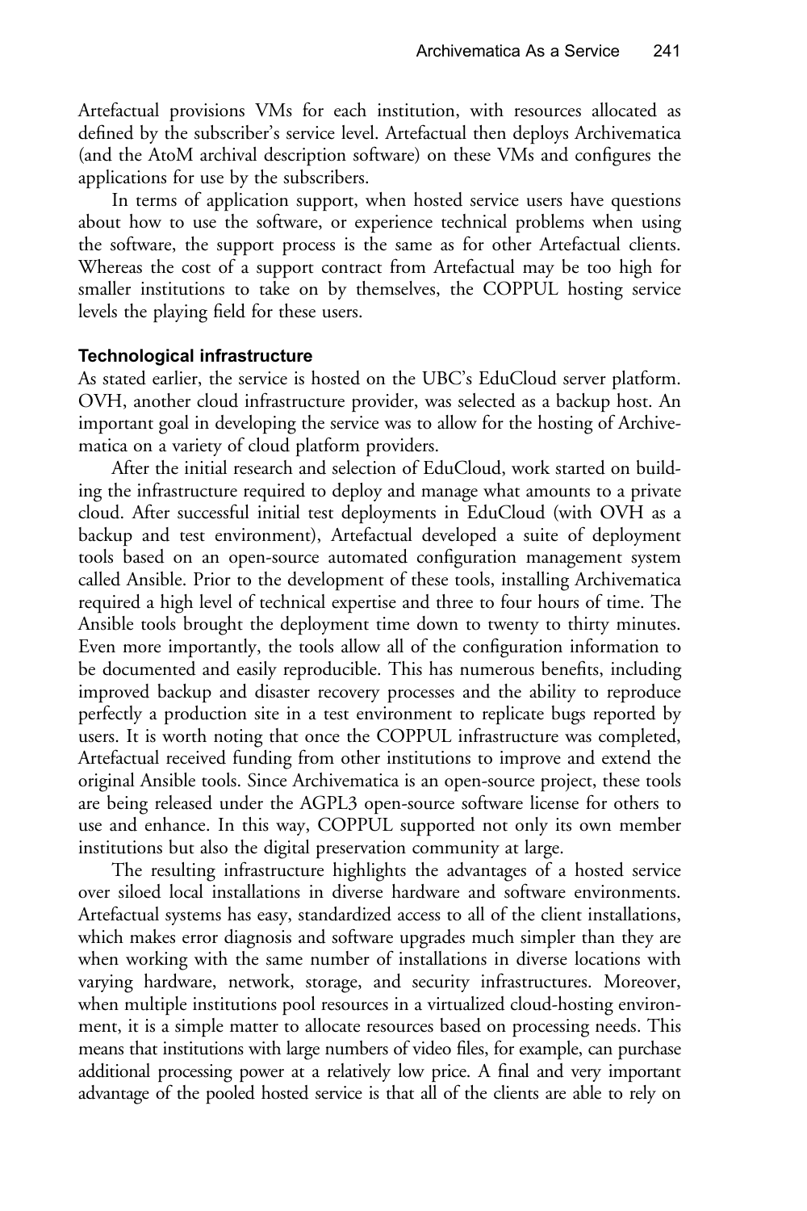Artefactual provisions VMs for each institution, with resources allocated as defined by the subscriber's service level. Artefactual then deploys Archivematica (and the AtoM archival description software) on these VMs and configures the applications for use by the subscribers.

In terms of application support, when hosted service users have questions about how to use the software, or experience technical problems when using the software, the support process is the same as for other Artefactual clients. Whereas the cost of a support contract from Artefactual may be too high for smaller institutions to take on by themselves, the COPPUL hosting service levels the playing field for these users.

### Technological infrastructure

As stated earlier, the service is hosted on the UBC's EduCloud server platform. OVH, another cloud infrastructure provider, was selected as a backup host. An important goal in developing the service was to allow for the hosting of Archivematica on a variety of cloud platform providers.

After the initial research and selection of EduCloud, work started on building the infrastructure required to deploy and manage what amounts to a private cloud. After successful initial test deployments in EduCloud (with OVH as a backup and test environment), Artefactual developed a suite of deployment tools based on an open-source automated configuration management system called Ansible. Prior to the development of these tools, installing Archivematica required a high level of technical expertise and three to four hours of time. The Ansible tools brought the deployment time down to twenty to thirty minutes. Even more importantly, the tools allow all of the configuration information to be documented and easily reproducible. This has numerous benefits, including improved backup and disaster recovery processes and the ability to reproduce perfectly a production site in a test environment to replicate bugs reported by users. It is worth noting that once the COPPUL infrastructure was completed, Artefactual received funding from other institutions to improve and extend the original Ansible tools. Since Archivematica is an open-source project, these tools are being released under the AGPL3 open-source software license for others to use and enhance. In this way, COPPUL supported not only its own member institutions but also the digital preservation community at large.

The resulting infrastructure highlights the advantages of a hosted service over siloed local installations in diverse hardware and software environments. Artefactual systems has easy, standardized access to all of the client installations, which makes error diagnosis and software upgrades much simpler than they are when working with the same number of installations in diverse locations with varying hardware, network, storage, and security infrastructures. Moreover, when multiple institutions pool resources in a virtualized cloud-hosting environment, it is a simple matter to allocate resources based on processing needs. This means that institutions with large numbers of video files, for example, can purchase additional processing power at a relatively low price. A final and very important advantage of the pooled hosted service is that all of the clients are able to rely on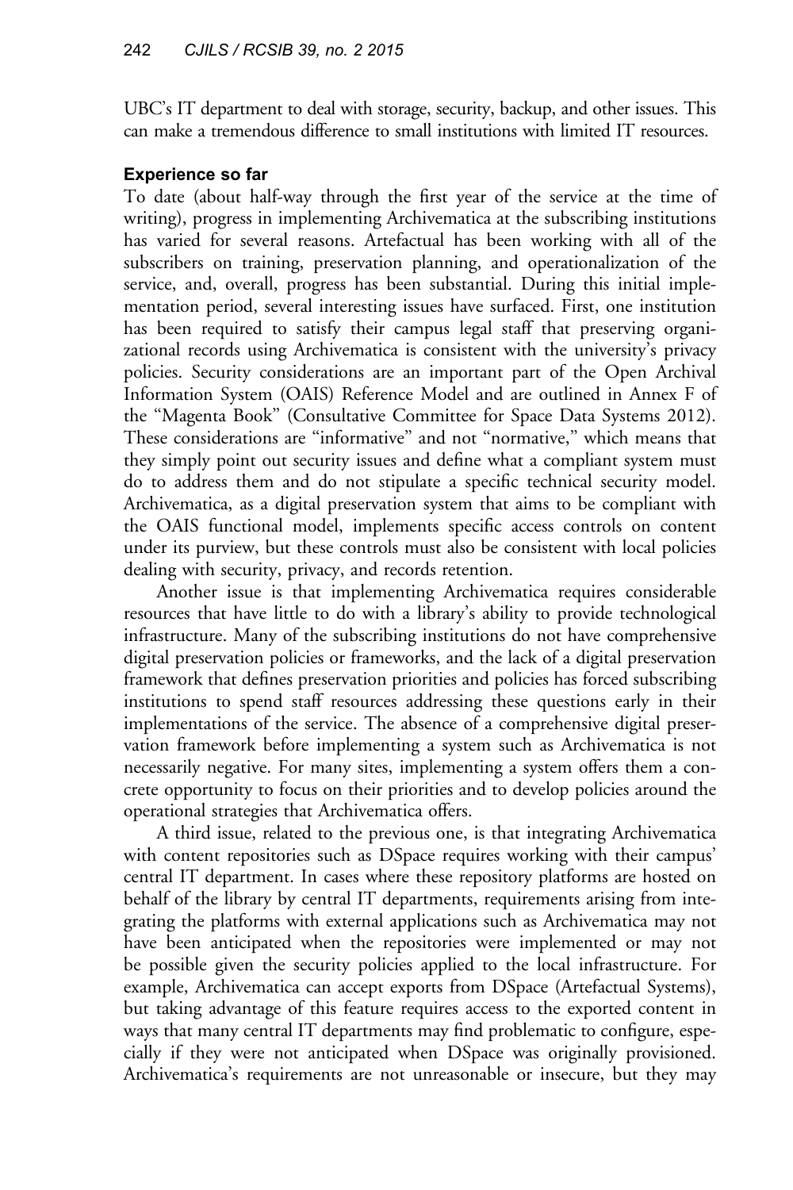UBC's IT department to deal with storage, security, backup, and other issues. This can make a tremendous difference to small institutions with limited IT resources.

### Experience so far

To date (about half-way through the first year of the service at the time of writing), progress in implementing Archivematica at the subscribing institutions has varied for several reasons. Artefactual has been working with all of the subscribers on training, preservation planning, and operationalization of the service, and, overall, progress has been substantial. During this initial implementation period, several interesting issues have surfaced. First, one institution has been required to satisfy their campus legal staff that preserving organizational records using Archivematica is consistent with the university's privacy policies. Security considerations are an important part of the Open Archival Information System (OAIS) Reference Model and are outlined in Annex F of the "Magenta Book" (Consultative Committee for Space Data Systems 2012). These considerations are "informative" and not "normative," which means that they simply point out security issues and define what a compliant system must do to address them and do not stipulate a specific technical security model. Archivematica, as a digital preservation system that aims to be compliant with the OAIS functional model, implements specific access controls on content under its purview, but these controls must also be consistent with local policies dealing with security, privacy, and records retention.

Another issue is that implementing Archivematica requires considerable resources that have little to do with a library's ability to provide technological infrastructure. Many of the subscribing institutions do not have comprehensive digital preservation policies or frameworks, and the lack of a digital preservation framework that defines preservation priorities and policies has forced subscribing institutions to spend staff resources addressing these questions early in their implementations of the service. The absence of a comprehensive digital preservation framework before implementing a system such as Archivematica is not necessarily negative. For many sites, implementing a system offers them a concrete opportunity to focus on their priorities and to develop policies around the operational strategies that Archivematica offers.

A third issue, related to the previous one, is that integrating Archivematica with content repositories such as DSpace requires working with their campus' central IT department. In cases where these repository platforms are hosted on behalf of the library by central IT departments, requirements arising from integrating the platforms with external applications such as Archivematica may not have been anticipated when the repositories were implemented or may not be possible given the security policies applied to the local infrastructure. For example, Archivematica can accept exports from DSpace (Artefactual Systems), but taking advantage of this feature requires access to the exported content in ways that many central IT departments may find problematic to configure, especially if they were not anticipated when DSpace was originally provisioned. Archivematica's requirements are not unreasonable or insecure, but they may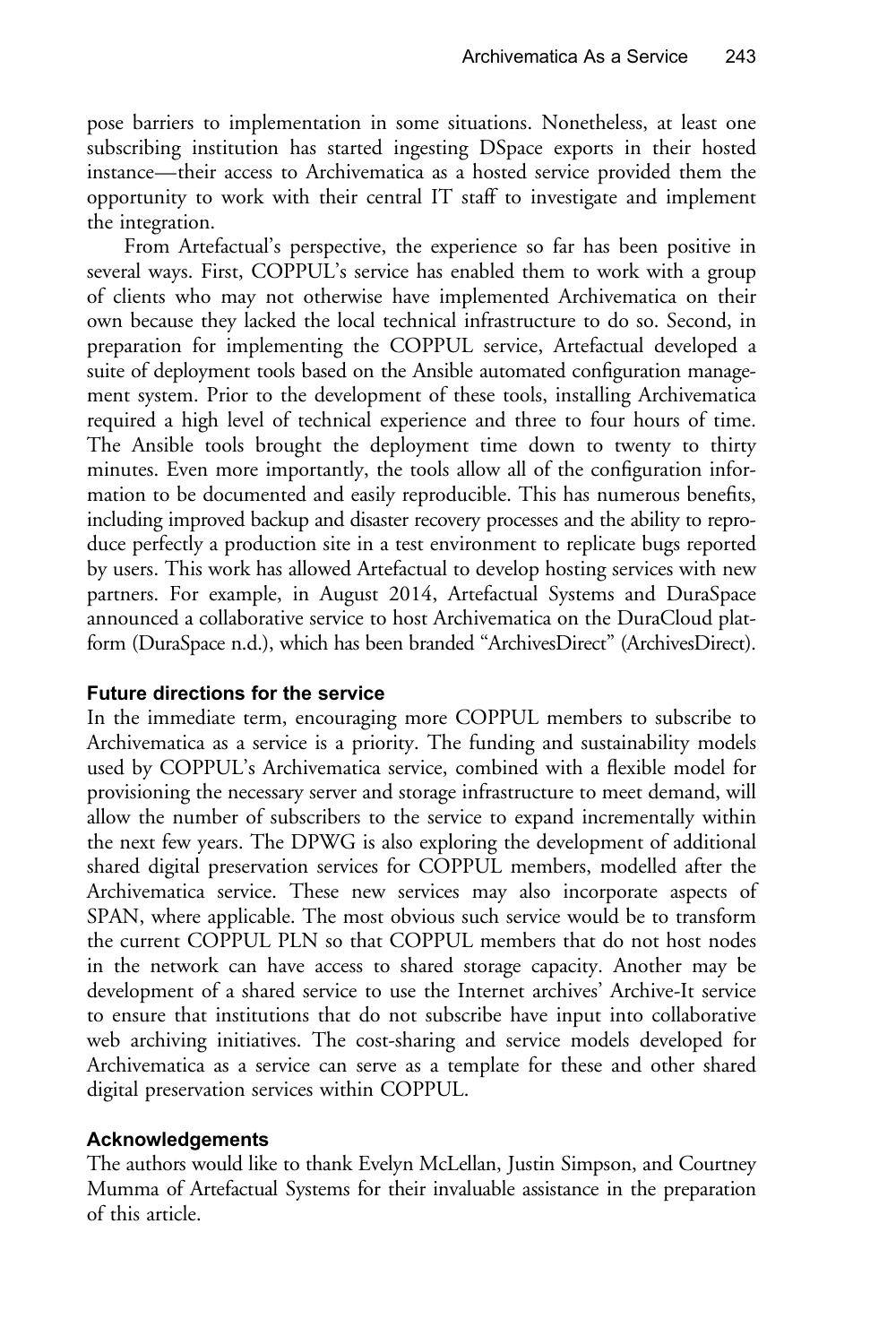pose barriers to implementation in some situations. Nonetheless, at least one subscribing institution has started ingesting DSpace exports in their hosted instance—their access to Archivematica as a hosted service provided them the opportunity to work with their central IT staff to investigate and implement the integration.

From Artefactual's perspective, the experience so far has been positive in several ways. First, COPPUL's service has enabled them to work with a group of clients who may not otherwise have implemented Archivematica on their own because they lacked the local technical infrastructure to do so. Second, in preparation for implementing the COPPUL service, Artefactual developed a suite of deployment tools based on the Ansible automated configuration management system. Prior to the development of these tools, installing Archivematica required a high level of technical experience and three to four hours of time. The Ansible tools brought the deployment time down to twenty to thirty minutes. Even more importantly, the tools allow all of the configuration information to be documented and easily reproducible. This has numerous benefits, including improved backup and disaster recovery processes and the ability to reproduce perfectly a production site in a test environment to replicate bugs reported by users. This work has allowed Artefactual to develop hosting services with new partners. For example, in August 2014, Artefactual Systems and DuraSpace announced a collaborative service to host Archivematica on the DuraCloud platform (DuraSpace n.d.), which has been branded "ArchivesDirect" (ArchivesDirect).

### Future directions for the service

In the immediate term, encouraging more COPPUL members to subscribe to Archivematica as a service is a priority. The funding and sustainability models used by COPPUL's Archivematica service, combined with a flexible model for provisioning the necessary server and storage infrastructure to meet demand, will allow the number of subscribers to the service to expand incrementally within the next few years. The DPWG is also exploring the development of additional shared digital preservation services for COPPUL members, modelled after the Archivematica service. These new services may also incorporate aspects of SPAN, where applicable. The most obvious such service would be to transform the current COPPUL PLN so that COPPUL members that do not host nodes in the network can have access to shared storage capacity. Another may be development of a shared service to use the Internet archives' Archive-It service to ensure that institutions that do not subscribe have input into collaborative web archiving initiatives. The cost-sharing and service models developed for Archivematica as a service can serve as a template for these and other shared digital preservation services within COPPUL.

### Acknowledgements

The authors would like to thank Evelyn McLellan, Justin Simpson, and Courtney Mumma of Artefactual Systems for their invaluable assistance in the preparation of this article.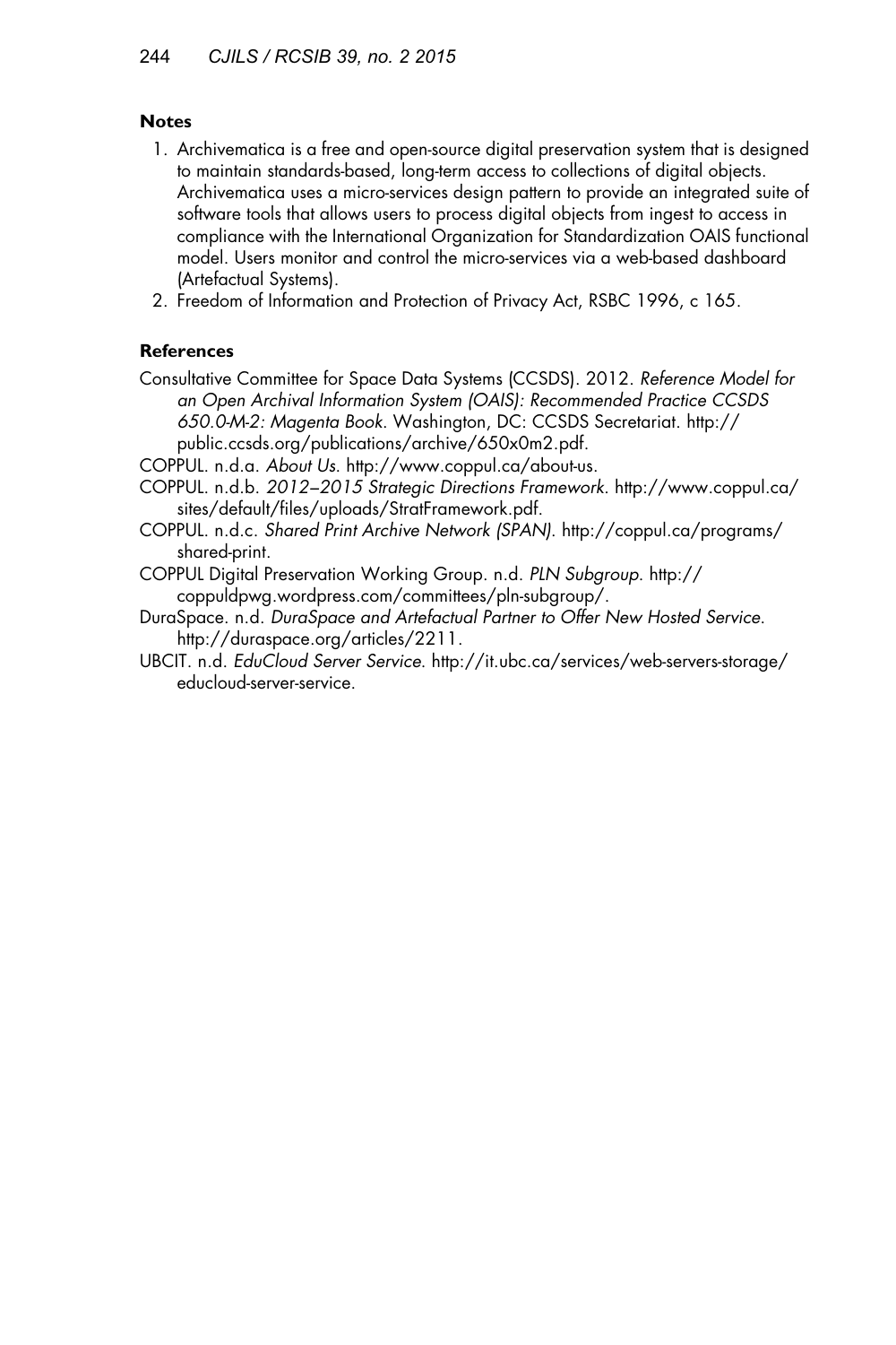## Notes

1. Archivematica is a free and open-source digital preservation system that is designed to maintain standards-based, long-term access to collections of digital objects. Archivematica uses a micro-services design pattern to provide an integrated suite of software tools that allows users to process digital objects from ingest to access in compliance with the International Organization for Standardization OAIS functional model. Users monitor and control the micro-services via a web-based dashboard (Artefactual Systems).
2. Freedom of Information and Protection of Privacy Act, RSBC 1996, c 165.

## References

Consultative Committee for Space Data Systems (CCSDS). 2012. *Reference Model for an Open Archival Information System (OAIS): Recommended Practice CCSDS 650.0-M-2: Magenta Book*. Washington, DC: CCSDS Secretariat. http://public.ccsds.org/publications/archive/650x0m2.pdf.

COPPUL. n.d.a. *About Us*. http://www.coppul.ca/about-us.

COPPUL. n.d.b. *2012–2015 Strategic Directions Framework*. http://www.coppul.ca/sites/default/files/uploads/StratFramework.pdf.

COPPUL. n.d.c. *Shared Print Archive Network (SPAN)*. http://coppul.ca/programs/shared-print.

COPPUL Digital Preservation Working Group. n.d. *PLN Subgroup*. http://coppuldpwg.wordpress.com/committees/pln-subgroup/.

DuraSpace. n.d. *DuraSpace and Artefactual Partner to Offer New Hosted Service*. http://duraspace.org/articles/2211.

UBCIT. n.d. *EduCloud Server Service*. http://it.ubc.ca/services/web-servers-storage/educloud-server-service.